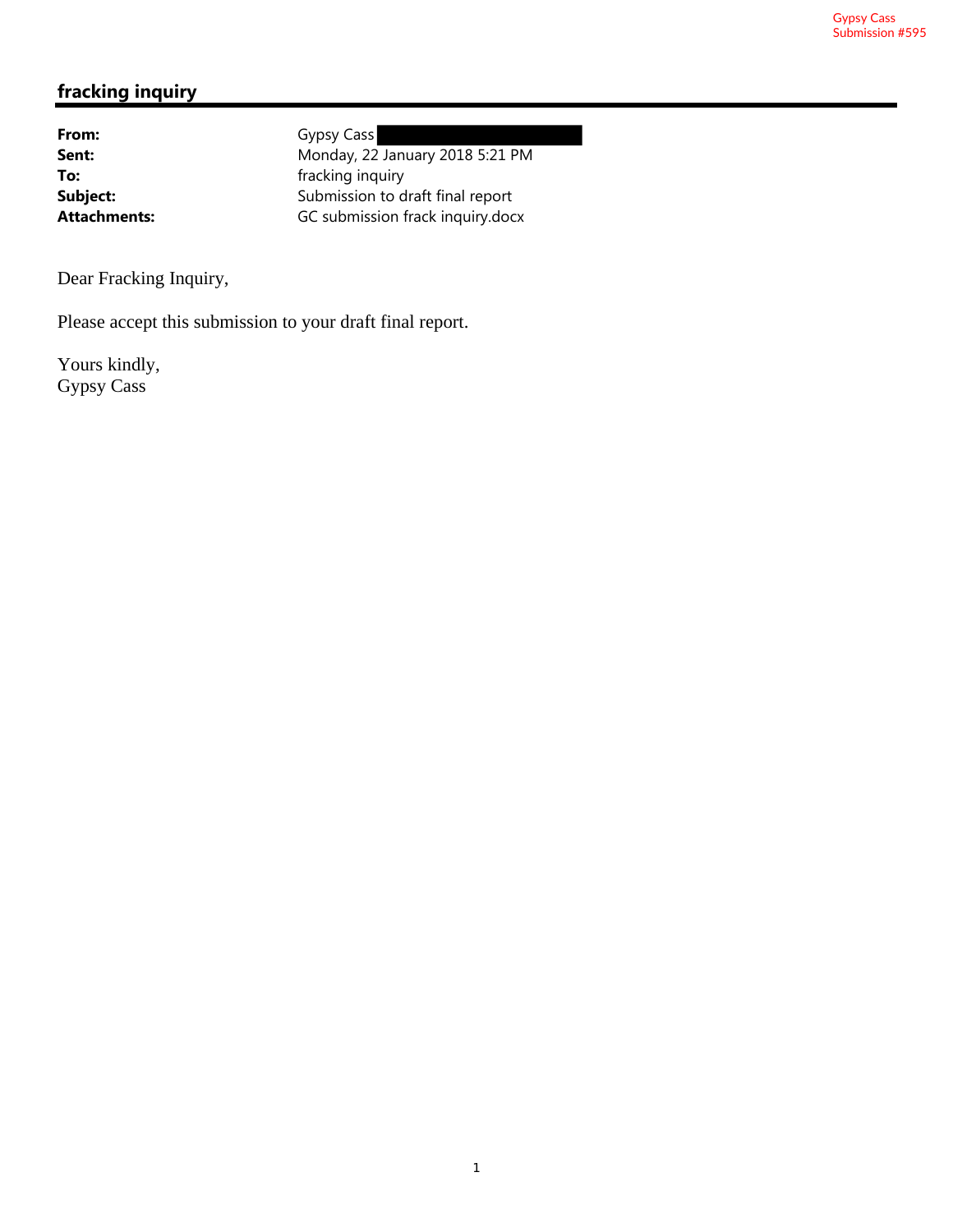Gypsy Cass
Submission #595

# fracking inquiry

| | |
|---|---|
| **From:** | Gypsy Cass |
| **Sent:** | Monday, 22 January 2018 5:21 PM |
| **To:** | fracking inquiry |
| **Subject:** | Submission to draft final report |
| **Attachments:** | GC submission frack inquiry.docx |

Dear Fracking Inquiry,

Please accept this submission to your draft final report.

Yours kindly,
Gypsy Cass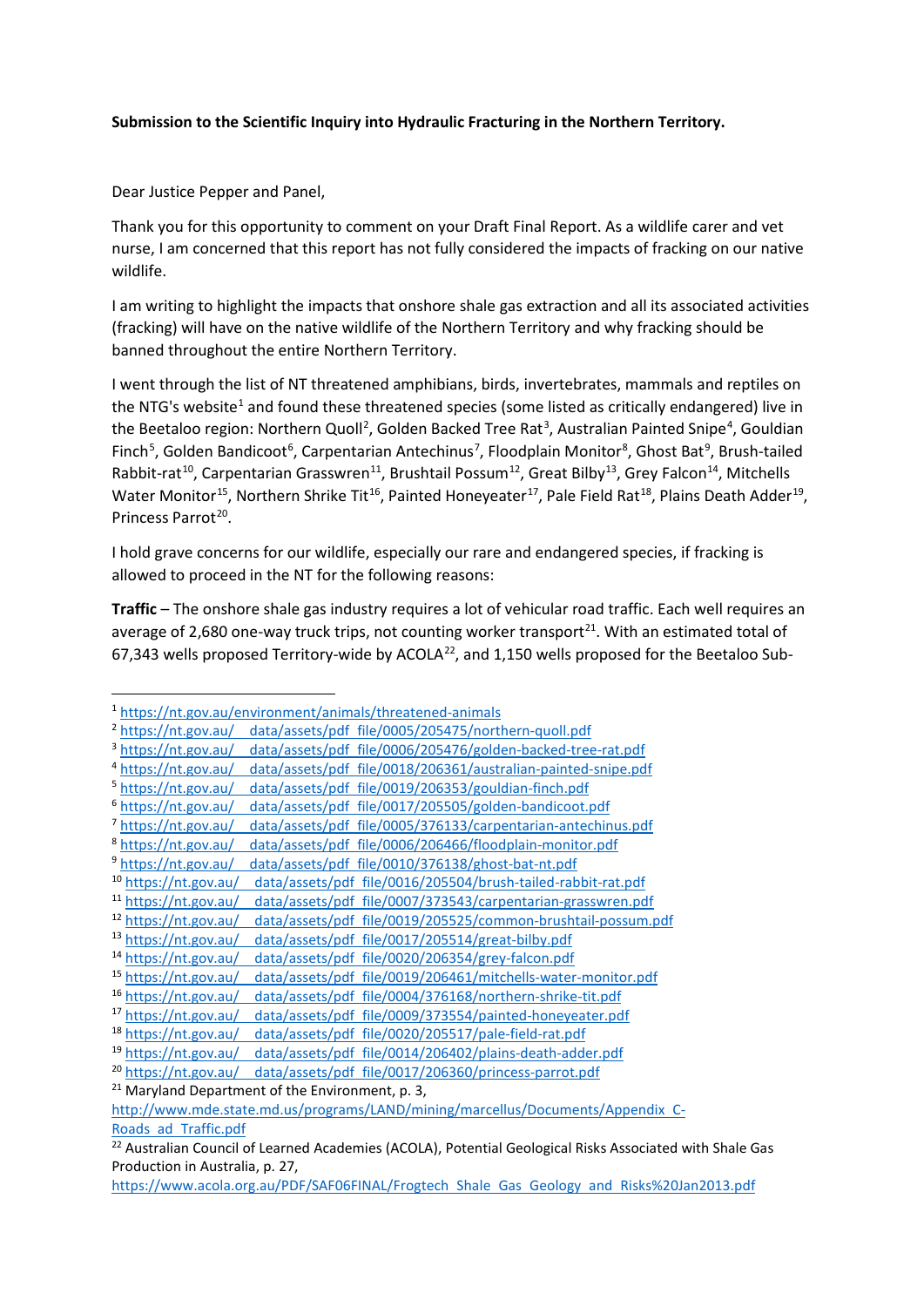**Submission to the Scientific Inquiry into Hydraulic Fracturing in the Northern Territory.**

Dear Justice Pepper and Panel,

Thank you for this opportunity to comment on your Draft Final Report. As a wildlife carer and vet nurse, I am concerned that this report has not fully considered the impacts of fracking on our native wildlife.

I am writing to highlight the impacts that onshore shale gas extraction and all its associated activities (fracking) will have on the native wildlife of the Northern Territory and why fracking should be banned throughout the entire Northern Territory.

I went through the list of NT threatened amphibians, birds, invertebrates, mammals and reptiles on the NTG's website[1] and found these threatened species (some listed as critically endangered) live in the Beetaloo region: Northern Quoll[2], Golden Backed Tree Rat[3], Australian Painted Snipe[4], Gouldian Finch[5], Golden Bandicoot[6], Carpentarian Antechinus[7], Floodplain Monitor[8], Ghost Bat[9], Brush-tailed Rabbit-rat[10], Carpentarian Grasswren[11], Brushtail Possum[12], Great Bilby[13], Grey Falcon[14], Mitchells Water Monitor[15], Northern Shrike Tit[16], Painted Honeyeater[17], Pale Field Rat[18], Plains Death Adder[19], Princess Parrot[20].

I hold grave concerns for our wildlife, especially our rare and endangered species, if fracking is allowed to proceed in the NT for the following reasons:

**Traffic** – The onshore shale gas industry requires a lot of vehicular road traffic. Each well requires an average of 2,680 one-way truck trips, not counting worker transport[21]. With an estimated total of 67,343 wells proposed Territory-wide by ACOLA[22], and 1,150 wells proposed for the Beetaloo Sub-

---

[1] https://nt.gov.au/environment/animals/threatened-animals
[2] https://nt.gov.au/__data/assets/pdf_file/0005/205475/northern-quoll.pdf
[3] https://nt.gov.au/__data/assets/pdf_file/0006/205476/golden-backed-tree-rat.pdf
[4] https://nt.gov.au/__data/assets/pdf_file/0018/206361/australian-painted-snipe.pdf
[5] https://nt.gov.au/__data/assets/pdf_file/0019/206353/gouldian-finch.pdf
[6] https://nt.gov.au/__data/assets/pdf_file/0017/205505/golden-bandicoot.pdf
[7] https://nt.gov.au/__data/assets/pdf_file/0005/376133/carpentarian-antechinus.pdf
[8] https://nt.gov.au/__data/assets/pdf_file/0006/206466/floodplain-monitor.pdf
[9] https://nt.gov.au/__data/assets/pdf_file/0010/376138/ghost-bat-nt.pdf
[10] https://nt.gov.au/__data/assets/pdf_file/0016/205504/brush-tailed-rabbit-rat.pdf
[11] https://nt.gov.au/__data/assets/pdf_file/0007/373543/carpentarian-grasswren.pdf
[12] https://nt.gov.au/__data/assets/pdf_file/0019/205525/common-brushtail-possum.pdf
[13] https://nt.gov.au/__data/assets/pdf_file/0017/205514/great-bilby.pdf
[14] https://nt.gov.au/__data/assets/pdf_file/0020/206354/grey-falcon.pdf
[15] https://nt.gov.au/__data/assets/pdf_file/0019/206461/mitchells-water-monitor.pdf
[16] https://nt.gov.au/__data/assets/pdf_file/0004/376168/northern-shrike-tit.pdf
[17] https://nt.gov.au/__data/assets/pdf_file/0009/373554/painted-honeyeater.pdf
[18] https://nt.gov.au/__data/assets/pdf_file/0020/205517/pale-field-rat.pdf
[19] https://nt.gov.au/__data/assets/pdf_file/0014/206402/plains-death-adder.pdf
[20] https://nt.gov.au/__data/assets/pdf_file/0017/206360/princess-parrot.pdf
[21] Maryland Department of the Environment, p. 3, http://www.mde.state.md.us/programs/LAND/mining/marcellus/Documents/Appendix_C-Roads_ad_Traffic.pdf
[22] Australian Council of Learned Academies (ACOLA), Potential Geological Risks Associated with Shale Gas Production in Australia, p. 27, https://www.acola.org.au/PDF/SAF06FINAL/Frogtech_Shale_Gas_Geology_and_Risks%20Jan2013.pdf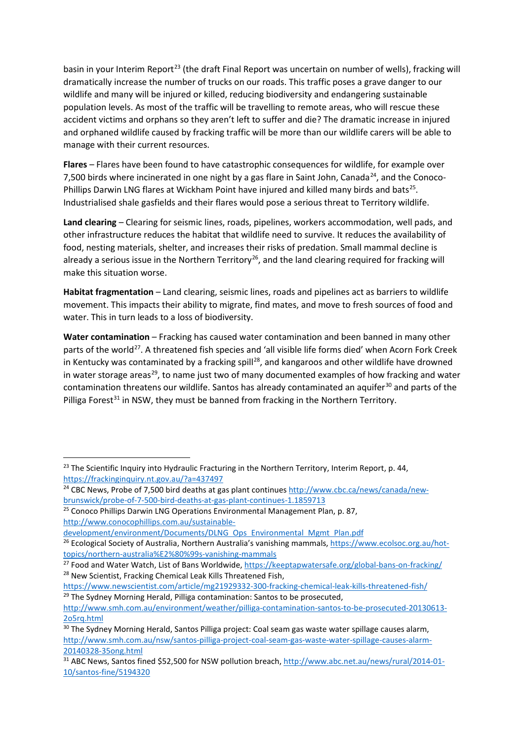basin in your Interim Report[23] (the draft Final Report was uncertain on number of wells), fracking will dramatically increase the number of trucks on our roads. This traffic poses a grave danger to our wildlife and many will be injured or killed, reducing biodiversity and endangering sustainable population levels. As most of the traffic will be travelling to remote areas, who will rescue these accident victims and orphans so they aren't left to suffer and die? The dramatic increase in injured and orphaned wildlife caused by fracking traffic will be more than our wildlife carers will be able to manage with their current resources.

**Flares** – Flares have been found to have catastrophic consequences for wildlife, for example over 7,500 birds where incinerated in one night by a gas flare in Saint John, Canada[24], and the Conoco-Phillips Darwin LNG flares at Wickham Point have injured and killed many birds and bats[25]. Industrialised shale gasfields and their flares would pose a serious threat to Territory wildlife.

**Land clearing** – Clearing for seismic lines, roads, pipelines, workers accommodation, well pads, and other infrastructure reduces the habitat that wildlife need to survive. It reduces the availability of food, nesting materials, shelter, and increases their risks of predation. Small mammal decline is already a serious issue in the Northern Territory[26], and the land clearing required for fracking will make this situation worse.

**Habitat fragmentation** – Land clearing, seismic lines, roads and pipelines act as barriers to wildlife movement. This impacts their ability to migrate, find mates, and move to fresh sources of food and water. This in turn leads to a loss of biodiversity.

**Water contamination** – Fracking has caused water contamination and been banned in many other parts of the world[27]. A threatened fish species and 'all visible life forms died' when Acorn Fork Creek in Kentucky was contaminated by a fracking spill[28], and kangaroos and other wildlife have drowned in water storage areas[29], to name just two of many documented examples of how fracking and water contamination threatens our wildlife. Santos has already contaminated an aquifer[30] and parts of the Pilliga Forest[31] in NSW, they must be banned from fracking in the Northern Territory.

---

[23] The Scientific Inquiry into Hydraulic Fracturing in the Northern Territory, Interim Report, p. 44, https://frackinginquiry.nt.gov.au/?a=437497

[24] CBC News, Probe of 7,500 bird deaths at gas plant continues http://www.cbc.ca/news/canada/new-brunswick/probe-of-7-500-bird-deaths-at-gas-plant-continues-1.1859713

[25] Conoco Phillips Darwin LNG Operations Environmental Management Plan, p. 87, http://www.conocophillips.com.au/sustainable-development/environment/Documents/DLNG_Ops_Environmental_Mgmt_Plan.pdf

[26] Ecological Society of Australia, Northern Australia's vanishing mammals, https://www.ecolsoc.org.au/hot-topics/northern-australia%E2%80%99s-vanishing-mammals

[27] Food and Water Watch, List of Bans Worldwide, https://keeptapwatersafe.org/global-bans-on-fracking/

[28] New Scientist, Fracking Chemical Leak Kills Threatened Fish, https://www.newscientist.com/article/mg21929332-300-fracking-chemical-leak-kills-threatened-fish/

[29] The Sydney Morning Herald, Pilliga contamination: Santos to be prosecuted, http://www.smh.com.au/environment/weather/pilliga-contamination-santos-to-be-prosecuted-20130613-2o5rq.html

[30] The Sydney Morning Herald, Santos Pilliga project: Coal seam gas waste water spillage causes alarm, http://www.smh.com.au/nsw/santos-pilliga-project-coal-seam-gas-waste-water-spillage-causes-alarm-20140328-35ong.html

[31] ABC News, Santos fined $52,500 for NSW pollution breach, http://www.abc.net.au/news/rural/2014-01-10/santos-fine/5194320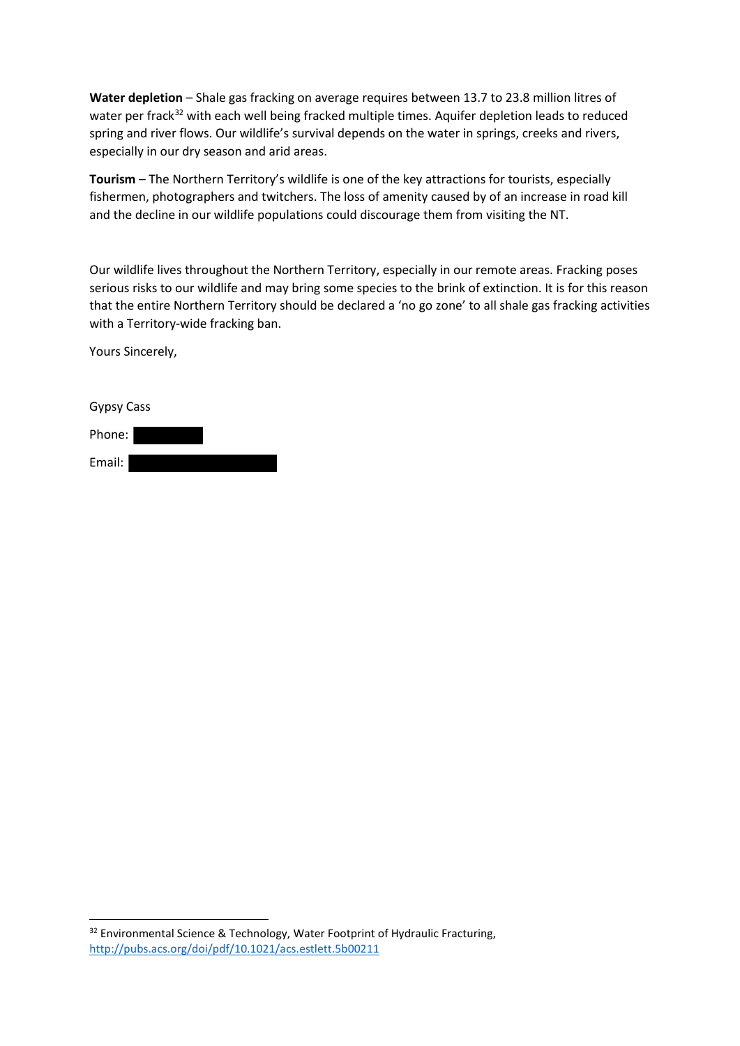**Water depletion** – Shale gas fracking on average requires between 13.7 to 23.8 million litres of water per frack[32] with each well being fracked multiple times. Aquifer depletion leads to reduced spring and river flows. Our wildlife's survival depends on the water in springs, creeks and rivers, especially in our dry season and arid areas.

**Tourism** – The Northern Territory's wildlife is one of the key attractions for tourists, especially fishermen, photographers and twitchers. The loss of amenity caused by of an increase in road kill and the decline in our wildlife populations could discourage them from visiting the NT.

Our wildlife lives throughout the Northern Territory, especially in our remote areas. Fracking poses serious risks to our wildlife and may bring some species to the brink of extinction. It is for this reason that the entire Northern Territory should be declared a 'no go zone' to all shale gas fracking activities with a Territory-wide fracking ban.

Yours Sincerely,

Gypsy Cass

Phone:

Email:

---

[32] Environmental Science & Technology, Water Footprint of Hydraulic Fracturing, http://pubs.acs.org/doi/pdf/10.1021/acs.estlett.5b00211